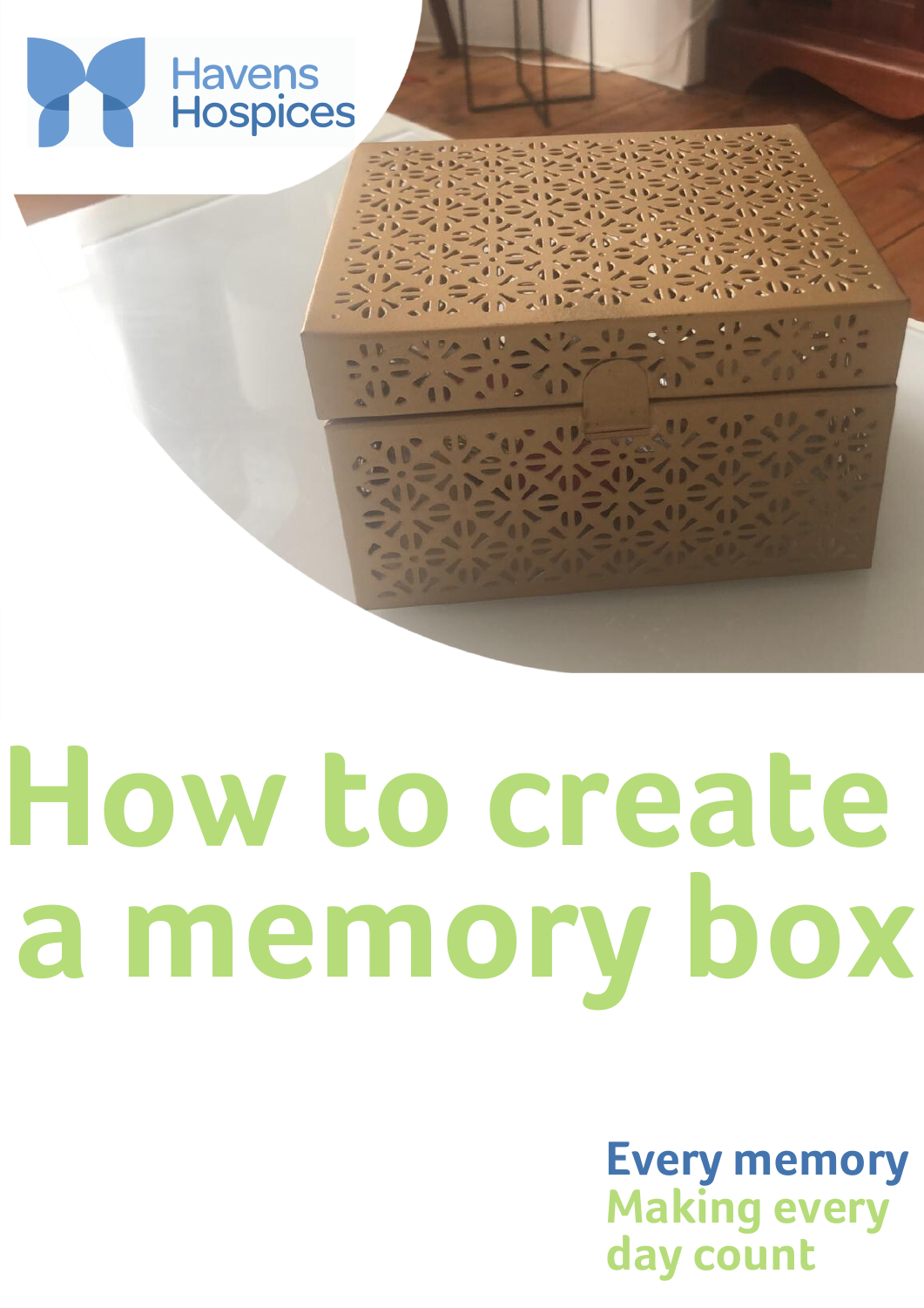Havens Hospices

# How to create a memory box

**Every memory**
**Making every day count**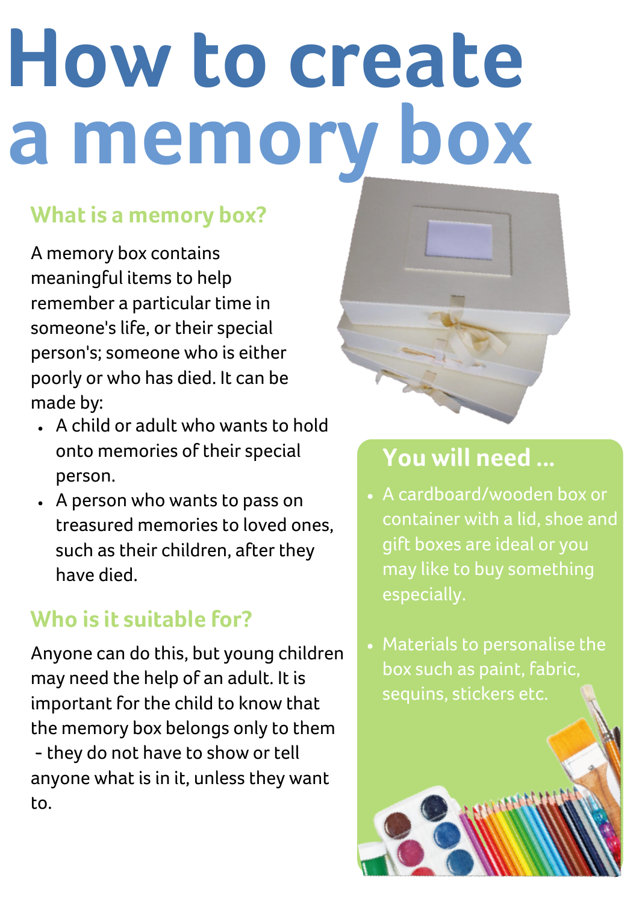# How to create a memory box

## What is a memory box?

A memory box contains meaningful items to help remember a particular time in someone's life, or their special person's; someone who is either poorly or who has died. It can be made by:

- A child or adult who wants to hold onto memories of their special person.
- A person who wants to pass on treasured memories to loved ones, such as their children, after they have died.

## Who is it suitable for?

Anyone can do this, but young children may need the help of an adult. It is important for the child to know that the memory box belongs only to them - they do not have to show or tell anyone what is in it, unless they want to.

## You will need ...

- A cardboard/wooden box or container with a lid, shoe and gift boxes are ideal or you may like to buy something especially.
- Materials to personalise the box such as paint, fabric, sequins, stickers etc.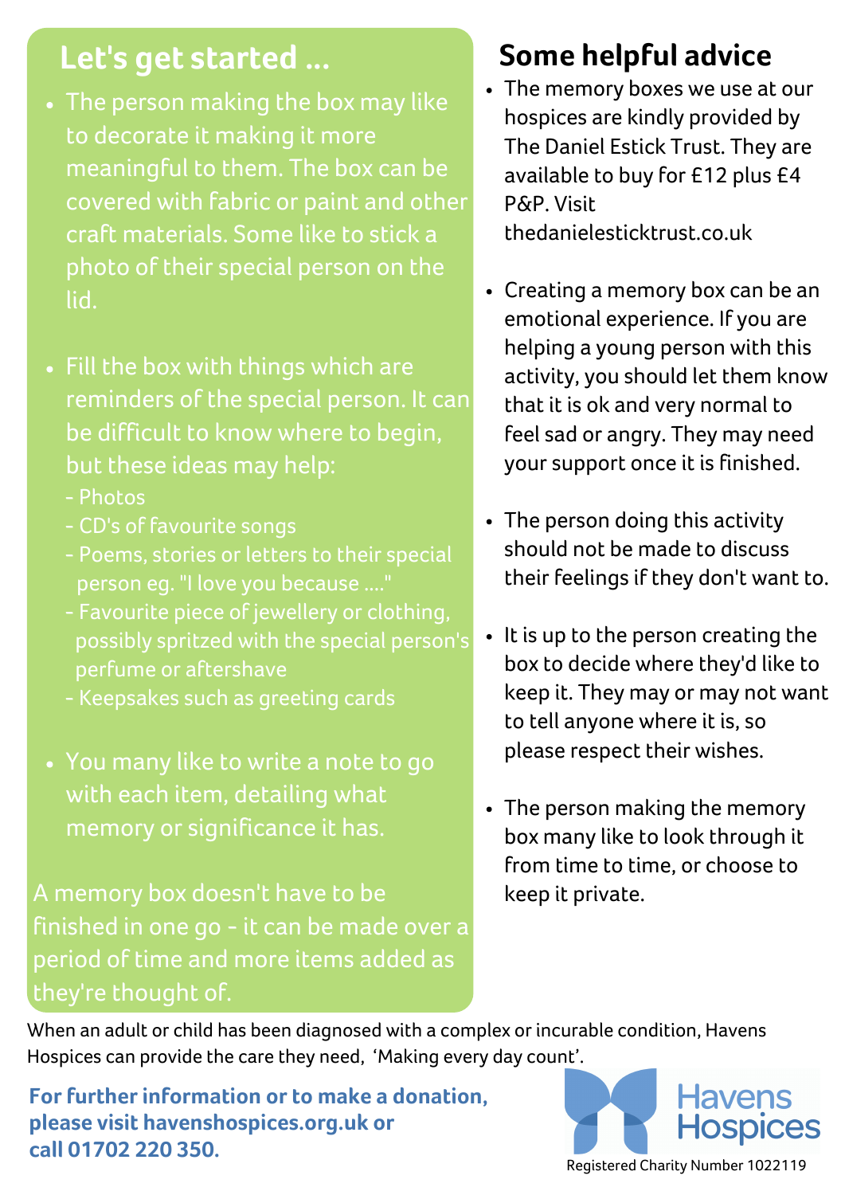## Let's get started ...

- The person making the box may like to decorate it making it more meaningful to them. The box can be covered with fabric or paint and other craft materials. Some like to stick a photo of their special person on the lid.
- Fill the box with things which are reminders of the special person. It can be difficult to know where to begin, but these ideas may help:
  - Photos
  - CD's of favourite songs
  - Poems, stories or letters to their special person eg. "I love you because ...."
  - Favourite piece of jewellery or clothing, possibly spritzed with the special person's perfume or aftershave
  - Keepsakes such as greeting cards
- You many like to write a note to go with each item, detailing what memory or significance it has.

A memory box doesn't have to be finished in one go - it can be made over a period of time and more items added as they're thought of.

## Some helpful advice

- The memory boxes we use at our hospices are kindly provided by The Daniel Estick Trust. They are available to buy for £12 plus £4 P&P. Visit thedanielesticktrust.co.uk
- Creating a memory box can be an emotional experience. If you are helping a young person with this activity, you should let them know that it is ok and very normal to feel sad or angry. They may need your support once it is finished.
- The person doing this activity should not be made to discuss their feelings if they don't want to.
- It is up to the person creating the box to decide where they'd like to keep it. They may or may not want to tell anyone where it is, so please respect their wishes.
- The person making the memory box many like to look through it from time to time, or choose to keep it private.

When an adult or child has been diagnosed with a complex or incurable condition, Havens Hospices can provide the care they need, 'Making every day count'.

**For further information or to make a donation, please visit havenshospices.org.uk or call 01702 220 350.**

Havens Hospices

Registered Charity Number 1022119